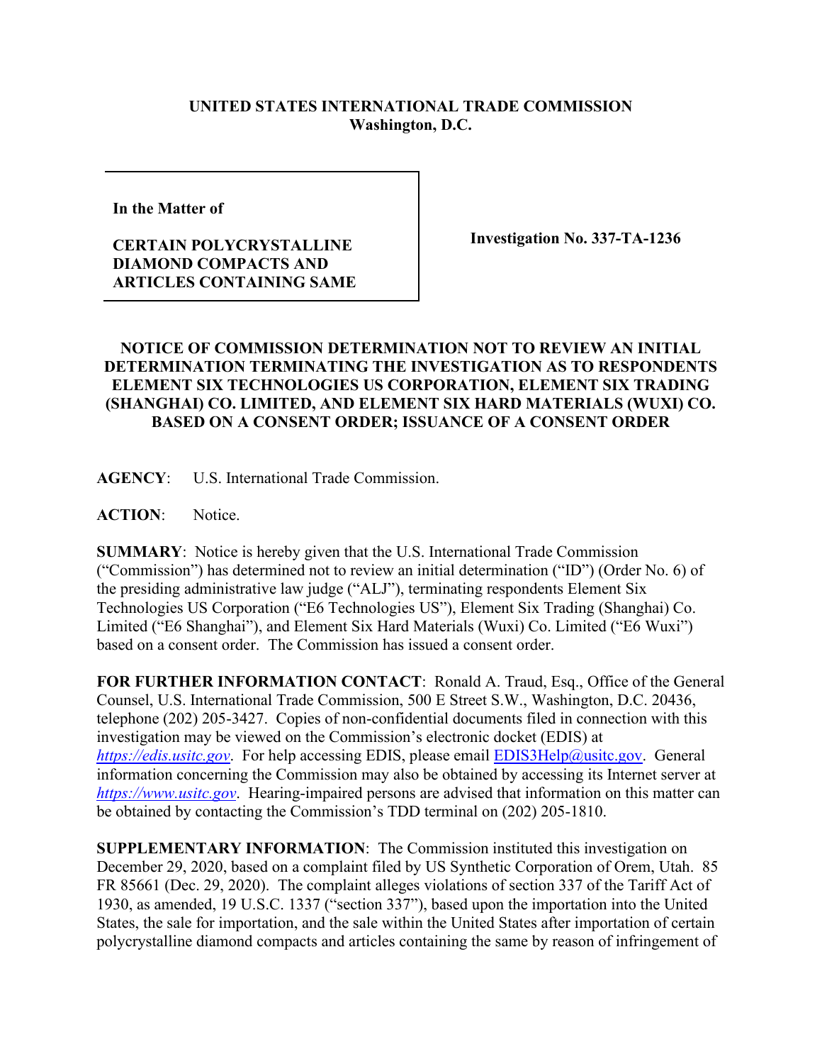**UNITED STATES INTERNATIONAL TRADE COMMISSION**
**Washington, D.C.**

| In the Matter of<br><br>**CERTAIN POLYCRYSTALLINE DIAMOND COMPACTS AND ARTICLES CONTAINING SAME** | **Investigation No. 337-TA-1236** |
|---|---|

**NOTICE OF COMMISSION DETERMINATION NOT TO REVIEW AN INITIAL DETERMINATION TERMINATING THE INVESTIGATION AS TO RESPONDENTS ELEMENT SIX TECHNOLOGIES US CORPORATION, ELEMENT SIX TRADING (SHANGHAI) CO. LIMITED, AND ELEMENT SIX HARD MATERIALS (WUXI) CO. BASED ON A CONSENT ORDER; ISSUANCE OF A CONSENT ORDER**

**AGENCY**: U.S. International Trade Commission.

**ACTION**: Notice.

**SUMMARY**: Notice is hereby given that the U.S. International Trade Commission ("Commission") has determined not to review an initial determination ("ID") (Order No. 6) of the presiding administrative law judge ("ALJ"), terminating respondents Element Six Technologies US Corporation ("E6 Technologies US"), Element Six Trading (Shanghai) Co. Limited ("E6 Shanghai"), and Element Six Hard Materials (Wuxi) Co. Limited ("E6 Wuxi") based on a consent order. The Commission has issued a consent order.

**FOR FURTHER INFORMATION CONTACT**: Ronald A. Traud, Esq., Office of the General Counsel, U.S. International Trade Commission, 500 E Street S.W., Washington, D.C. 20436, telephone (202) 205-3427. Copies of non-confidential documents filed in connection with this investigation may be viewed on the Commission's electronic docket (EDIS) at *https://edis.usitc.gov*. For help accessing EDIS, please email EDIS3Help@usitc.gov. General information concerning the Commission may also be obtained by accessing its Internet server at *https://www.usitc.gov*. Hearing-impaired persons are advised that information on this matter can be obtained by contacting the Commission's TDD terminal on (202) 205-1810.

**SUPPLEMENTARY INFORMATION**: The Commission instituted this investigation on December 29, 2020, based on a complaint filed by US Synthetic Corporation of Orem, Utah. 85 FR 85661 (Dec. 29, 2020). The complaint alleges violations of section 337 of the Tariff Act of 1930, as amended, 19 U.S.C. 1337 ("section 337"), based upon the importation into the United States, the sale for importation, and the sale within the United States after importation of certain polycrystalline diamond compacts and articles containing the same by reason of infringement of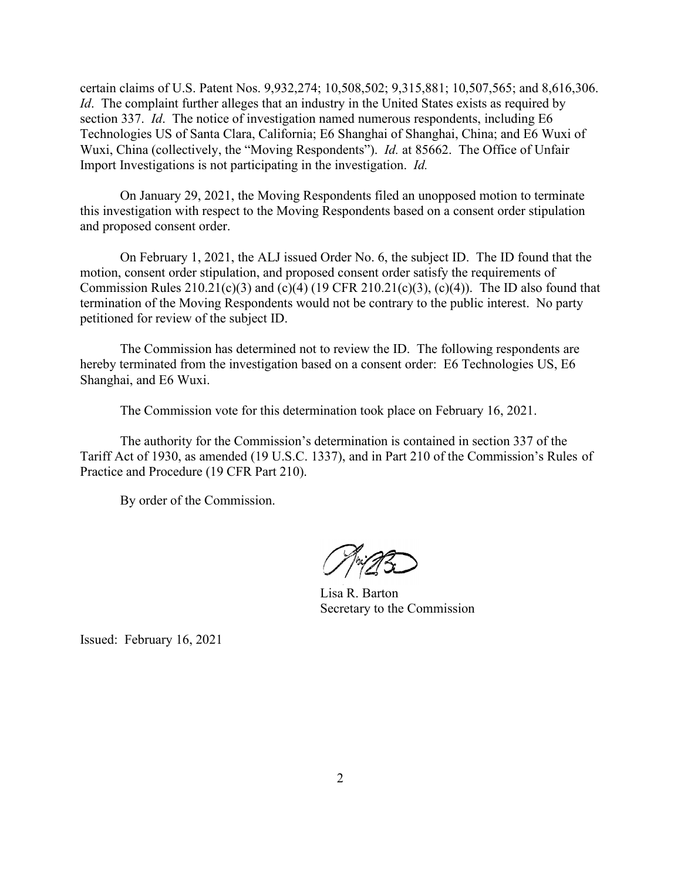certain claims of U.S. Patent Nos. 9,932,274; 10,508,502; 9,315,881; 10,507,565; and 8,616,306. *Id*. The complaint further alleges that an industry in the United States exists as required by section 337. *Id*. The notice of investigation named numerous respondents, including E6 Technologies US of Santa Clara, California; E6 Shanghai of Shanghai, China; and E6 Wuxi of Wuxi, China (collectively, the "Moving Respondents"). *Id.* at 85662. The Office of Unfair Import Investigations is not participating in the investigation. *Id.*

On January 29, 2021, the Moving Respondents filed an unopposed motion to terminate this investigation with respect to the Moving Respondents based on a consent order stipulation and proposed consent order.

On February 1, 2021, the ALJ issued Order No. 6, the subject ID. The ID found that the motion, consent order stipulation, and proposed consent order satisfy the requirements of Commission Rules 210.21(c)(3) and (c)(4) (19 CFR 210.21(c)(3), (c)(4)). The ID also found that termination of the Moving Respondents would not be contrary to the public interest. No party petitioned for review of the subject ID.

The Commission has determined not to review the ID. The following respondents are hereby terminated from the investigation based on a consent order: E6 Technologies US, E6 Shanghai, and E6 Wuxi.

The Commission vote for this determination took place on February 16, 2021.

The authority for the Commission's determination is contained in section 337 of the Tariff Act of 1930, as amended (19 U.S.C. 1337), and in Part 210 of the Commission's Rules of Practice and Procedure (19 CFR Part 210).

By order of the Commission.

Lisa R. Barton
Secretary to the Commission

Issued: February 16, 2021